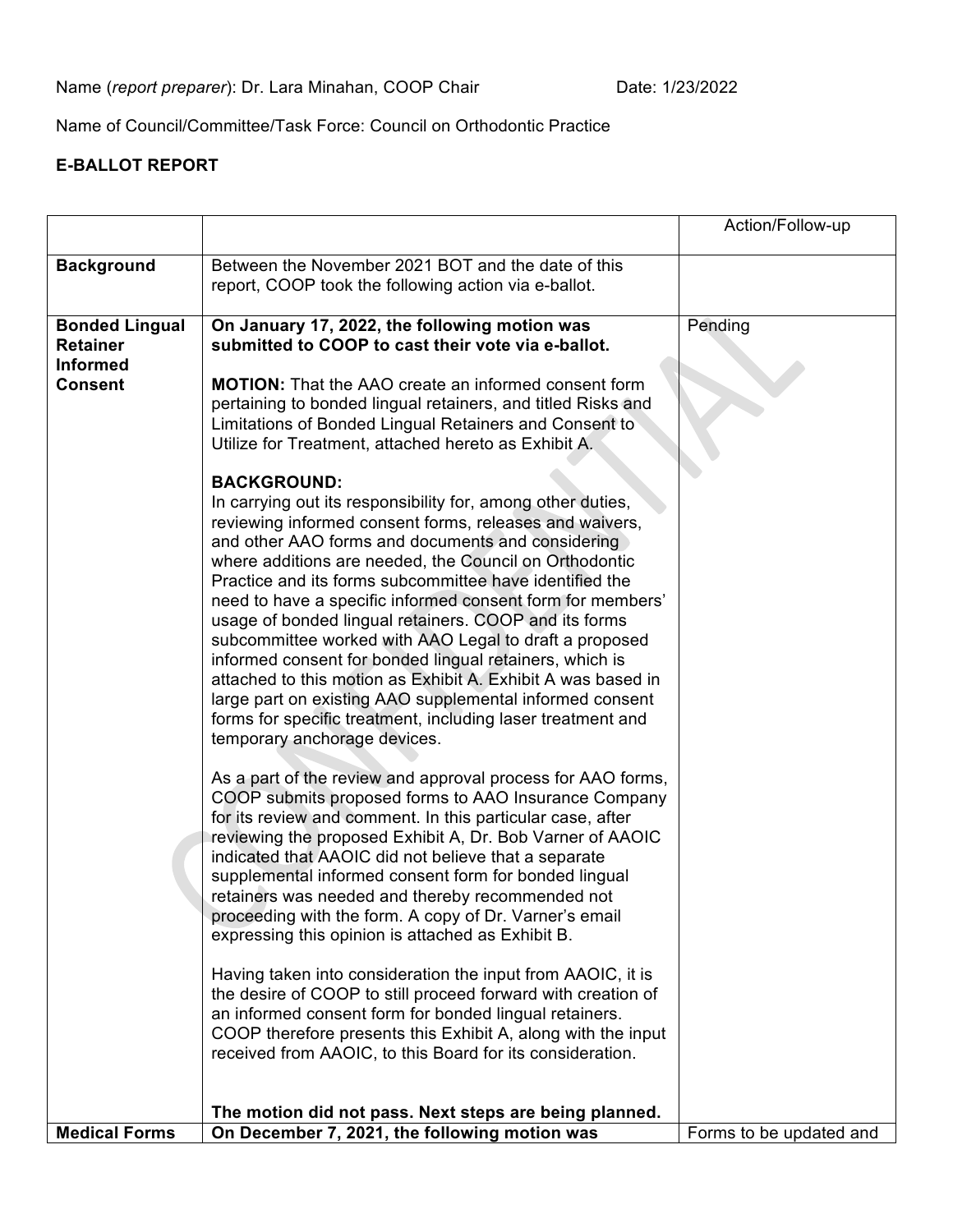Name (*report preparer*): Dr. Lara Minahan, COOP Chair Date: 1/23/2022

Name of Council/Committee/Task Force: Council on Orthodontic Practice

**E-BALLOT REPORT**

| | | Action/Follow-up |
|---|---|---|
| **Background** | Between the November 2021 BOT and the date of this report, COOP took the following action via e-ballot. | |
| **Bonded Lingual Retainer Informed Consent** | **On January 17, 2022, the following motion was submitted to COOP to cast their vote via e-ballot.**<br><br>**MOTION:** That the AAO create an informed consent form pertaining to bonded lingual retainers, and titled Risks and Limitations of Bonded Lingual Retainers and Consent to Utilize for Treatment, attached hereto as Exhibit A.<br><br>**BACKGROUND:**<br>In carrying out its responsibility for, among other duties, reviewing informed consent forms, releases and waivers, and other AAO forms and documents and considering where additions are needed, the Council on Orthodontic Practice and its forms subcommittee have identified the need to have a specific informed consent form for members' usage of bonded lingual retainers. COOP and its forms subcommittee worked with AAO Legal to draft a proposed informed consent for bonded lingual retainers, which is attached to this motion as Exhibit A. Exhibit A was based in large part on existing AAO supplemental informed consent forms for specific treatment, including laser treatment and temporary anchorage devices.<br><br>As a part of the review and approval process for AAO forms, COOP submits proposed forms to AAO Insurance Company for its review and comment. In this particular case, after reviewing the proposed Exhibit A, Dr. Bob Varner of AAOIC indicated that AAOIC did not believe that a separate supplemental informed consent form for bonded lingual retainers was needed and thereby recommended not proceeding with the form. A copy of Dr. Varner's email expressing this opinion is attached as Exhibit B.<br><br>Having taken into consideration the input from AAOIC, it is the desire of COOP to still proceed forward with creation of an informed consent form for bonded lingual retainers. COOP therefore presents this Exhibit A, along with the input received from AAOIC, to this Board for its consideration.<br><br>**The motion did not pass. Next steps are being planned.** | Pending |
| **Medical Forms** | **On December 7, 2021, the following motion was** | Forms to be updated and |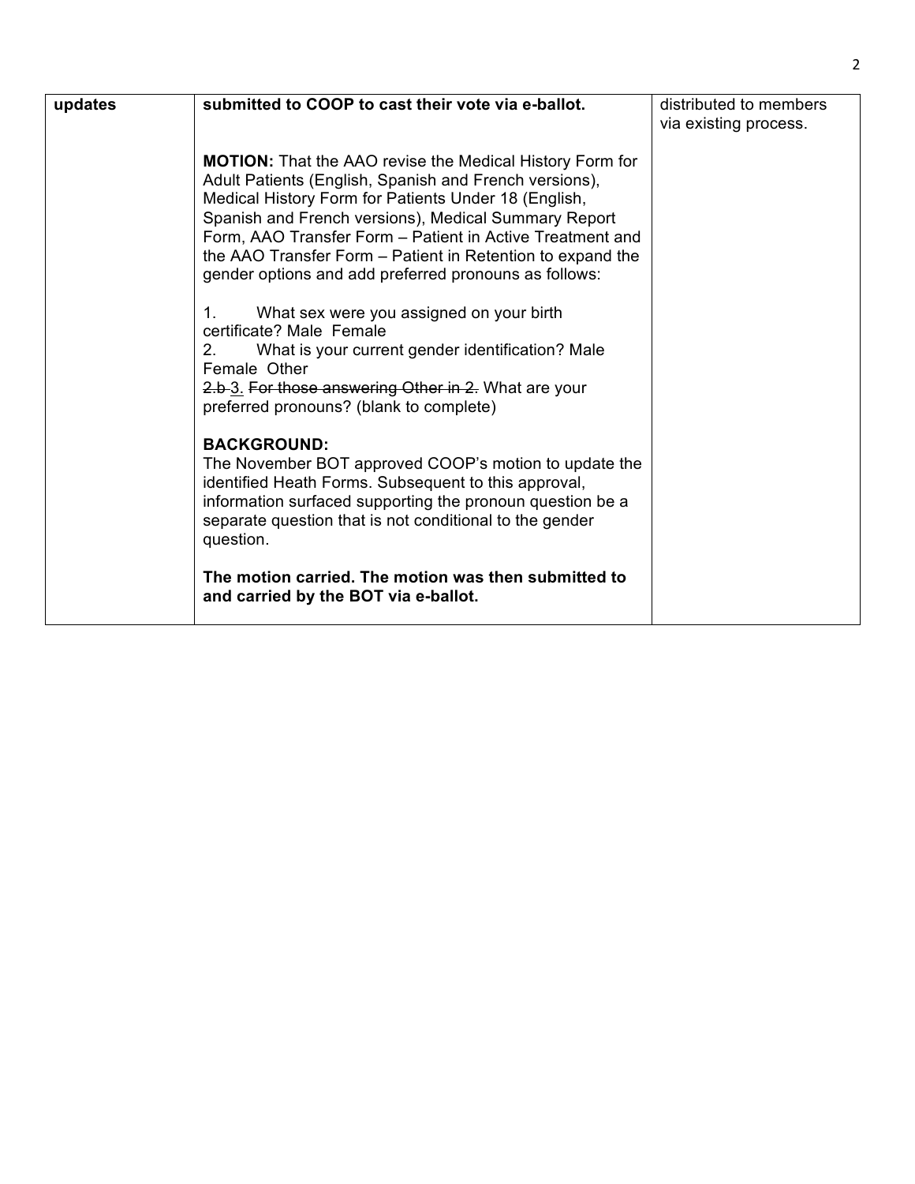| | | |
|---|---|---|
| **updates** | **submitted to COOP to cast their vote via e-ballot.**<br><br>**MOTION:** That the AAO revise the Medical History Form for Adult Patients (English, Spanish and French versions), Medical History Form for Patients Under 18 (English, Spanish and French versions), Medical Summary Report Form, AAO Transfer Form – Patient in Active Treatment and the AAO Transfer Form – Patient in Retention to expand the gender options and add preferred pronouns as follows:<br><br>1. What sex were you assigned on your birth certificate? Male Female<br>2. What is your current gender identification? Male Female Other<br>~~2.b~~ <u>3.</u> ~~For those answering Other in 2.~~ What are your preferred pronouns? (blank to complete)<br><br>**BACKGROUND:**<br>The November BOT approved COOP's motion to update the identified Heath Forms. Subsequent to this approval, information surfaced supporting the pronoun question be a separate question that is not conditional to the gender question.<br><br>**The motion carried. The motion was then submitted to and carried by the BOT via e-ballot.** | distributed to members via existing process. |